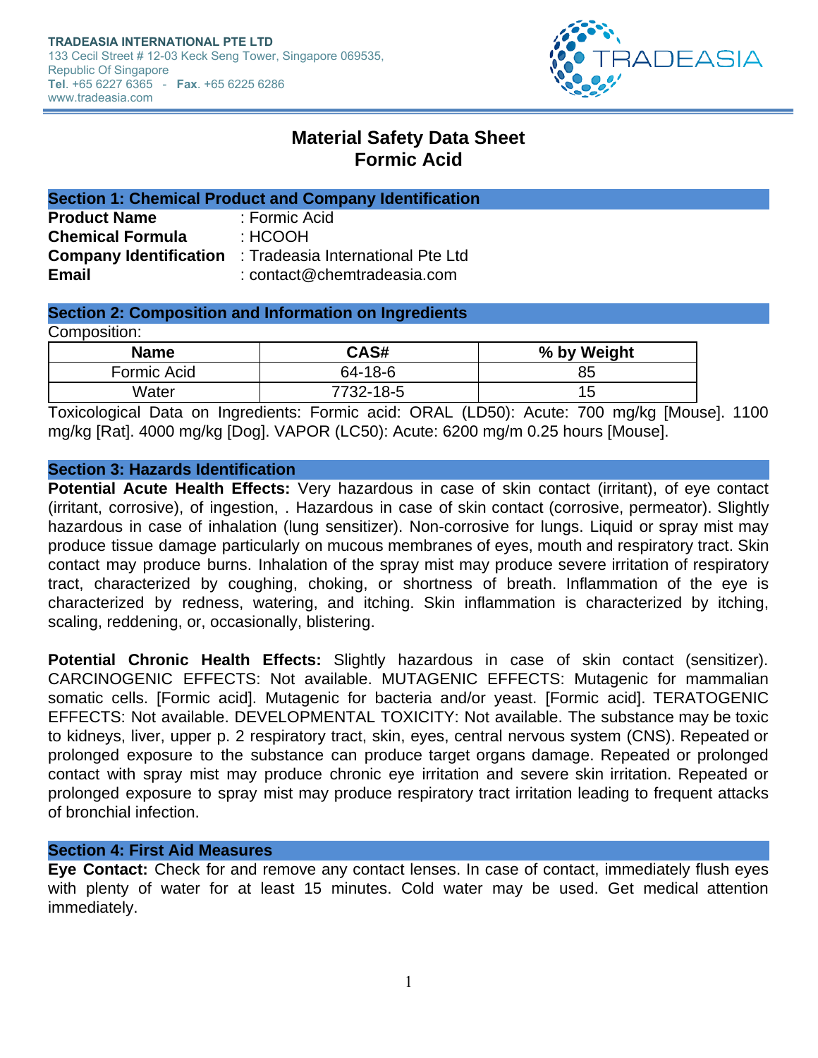TRADEASIA INTERNATIONAL PTE LTD
133 Cecil Street # 12-03 Keck Seng Tower, Singapore 069535,
Republic Of Singapore
**Tel**. +65 6227 6365 - **Fax**. +65 6225 6286
www.tradeasia.com

# Material Safety Data Sheet
# Formic Acid

## Section 1: Chemical Product and Company Identification

**Product Name** : Formic Acid
**Chemical Formula** : HCOOH
**Company Identification** : Tradeasia International Pte Ltd
**Email** : contact@chemtradeasia.com

## Section 2: Composition and Information on Ingredients

Composition:

| Name | CAS# | % by Weight |
|---|---|---|
| Formic Acid | 64-18-6 | 85 |
| Water | 7732-18-5 | 15 |

Toxicological Data on Ingredients: Formic acid: ORAL (LD50): Acute: 700 mg/kg [Mouse]. 1100 mg/kg [Rat]. 4000 mg/kg [Dog]. VAPOR (LC50): Acute: 6200 mg/m 0.25 hours [Mouse].

## Section 3: Hazards Identification

**Potential Acute Health Effects:** Very hazardous in case of skin contact (irritant), of eye contact (irritant, corrosive), of ingestion, . Hazardous in case of skin contact (corrosive, permeator). Slightly hazardous in case of inhalation (lung sensitizer). Non-corrosive for lungs. Liquid or spray mist may produce tissue damage particularly on mucous membranes of eyes, mouth and respiratory tract. Skin contact may produce burns. Inhalation of the spray mist may produce severe irritation of respiratory tract, characterized by coughing, choking, or shortness of breath. Inflammation of the eye is characterized by redness, watering, and itching. Skin inflammation is characterized by itching, scaling, reddening, or, occasionally, blistering.

**Potential Chronic Health Effects:** Slightly hazardous in case of skin contact (sensitizer). CARCINOGENIC EFFECTS: Not available. MUTAGENIC EFFECTS: Mutagenic for mammalian somatic cells. [Formic acid]. Mutagenic for bacteria and/or yeast. [Formic acid]. TERATOGENIC EFFECTS: Not available. DEVELOPMENTAL TOXICITY: Not available. The substance may be toxic to kidneys, liver, upper p. 2 respiratory tract, skin, eyes, central nervous system (CNS). Repeated or prolonged exposure to the substance can produce target organs damage. Repeated or prolonged contact with spray mist may produce chronic eye irritation and severe skin irritation. Repeated or prolonged exposure to spray mist may produce respiratory tract irritation leading to frequent attacks of bronchial infection.

## Section 4: First Aid Measures

**Eye Contact:** Check for and remove any contact lenses. In case of contact, immediately flush eyes with plenty of water for at least 15 minutes. Cold water may be used. Get medical attention immediately.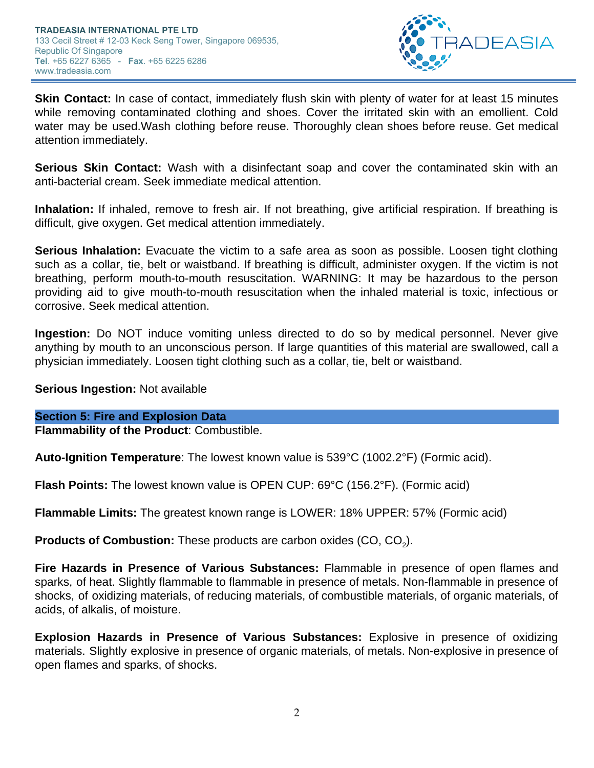**Skin Contact:** In case of contact, immediately flush skin with plenty of water for at least 15 minutes while removing contaminated clothing and shoes. Cover the irritated skin with an emollient. Cold water may be used.Wash clothing before reuse. Thoroughly clean shoes before reuse. Get medical attention immediately.

**Serious Skin Contact:** Wash with a disinfectant soap and cover the contaminated skin with an anti-bacterial cream. Seek immediate medical attention.

**Inhalation:** If inhaled, remove to fresh air. If not breathing, give artificial respiration. If breathing is difficult, give oxygen. Get medical attention immediately.

**Serious Inhalation:** Evacuate the victim to a safe area as soon as possible. Loosen tight clothing such as a collar, tie, belt or waistband. If breathing is difficult, administer oxygen. If the victim is not breathing, perform mouth-to-mouth resuscitation. WARNING: It may be hazardous to the person providing aid to give mouth-to-mouth resuscitation when the inhaled material is toxic, infectious or corrosive. Seek medical attention.

**Ingestion:** Do NOT induce vomiting unless directed to do so by medical personnel. Never give anything by mouth to an unconscious person. If large quantities of this material are swallowed, call a physician immediately. Loosen tight clothing such as a collar, tie, belt or waistband.

**Serious Ingestion:** Not available

## Section 5: Fire and Explosion Data

**Flammability of the Product**: Combustible.

**Auto-Ignition Temperature**: The lowest known value is 539°C (1002.2°F) (Formic acid).

**Flash Points:** The lowest known value is OPEN CUP: 69°C (156.2°F). (Formic acid)

**Flammable Limits:** The greatest known range is LOWER: 18% UPPER: 57% (Formic acid)

**Products of Combustion:** These products are carbon oxides ($CO$, $CO_2$).

**Fire Hazards in Presence of Various Substances:** Flammable in presence of open flames and sparks, of heat. Slightly flammable to flammable in presence of metals. Non-flammable in presence of shocks, of oxidizing materials, of reducing materials, of combustible materials, of organic materials, of acids, of alkalis, of moisture.

**Explosion Hazards in Presence of Various Substances:** Explosive in presence of oxidizing materials. Slightly explosive in presence of organic materials, of metals. Non-explosive in presence of open flames and sparks, of shocks.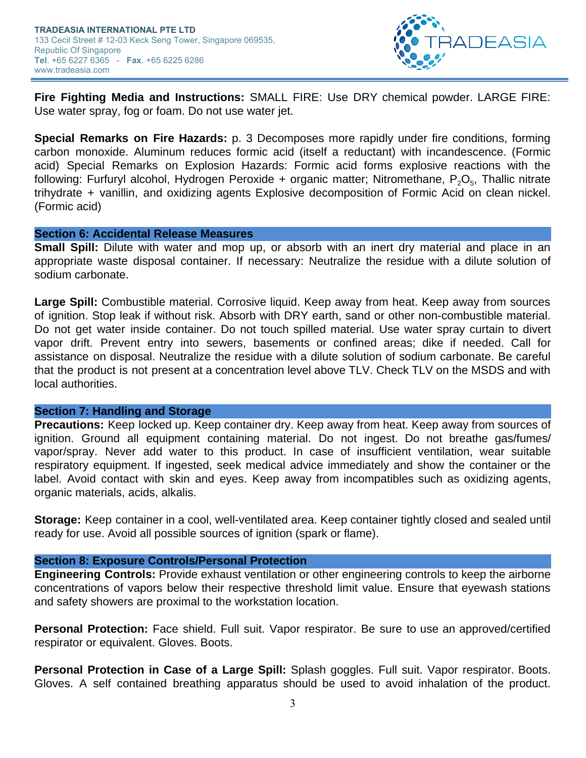**Fire Fighting Media and Instructions:** SMALL FIRE: Use DRY chemical powder. LARGE FIRE: Use water spray, fog or foam. Do not use water jet.

**Special Remarks on Fire Hazards:** p. 3 Decomposes more rapidly under fire conditions, forming carbon monoxide. Aluminum reduces formic acid (itself a reductant) with incandescence. (Formic acid) Special Remarks on Explosion Hazards: Formic acid forms explosive reactions with the following: Furfuryl alcohol, Hydrogen Peroxide + organic matter; Nitromethane, $P_2O_5$, Thallic nitrate trihydrate + vanillin, and oxidizing agents Explosive decomposition of Formic Acid on clean nickel. (Formic acid)

## Section 6: Accidental Release Measures

**Small Spill:** Dilute with water and mop up, or absorb with an inert dry material and place in an appropriate waste disposal container. If necessary: Neutralize the residue with a dilute solution of sodium carbonate.

**Large Spill:** Combustible material. Corrosive liquid. Keep away from heat. Keep away from sources of ignition. Stop leak if without risk. Absorb with DRY earth, sand or other non-combustible material. Do not get water inside container. Do not touch spilled material. Use water spray curtain to divert vapor drift. Prevent entry into sewers, basements or confined areas; dike if needed. Call for assistance on disposal. Neutralize the residue with a dilute solution of sodium carbonate. Be careful that the product is not present at a concentration level above TLV. Check TLV on the MSDS and with local authorities.

## Section 7: Handling and Storage

**Precautions:** Keep locked up. Keep container dry. Keep away from heat. Keep away from sources of ignition. Ground all equipment containing material. Do not ingest. Do not breathe gas/fumes/ vapor/spray. Never add water to this product. In case of insufficient ventilation, wear suitable respiratory equipment. If ingested, seek medical advice immediately and show the container or the label. Avoid contact with skin and eyes. Keep away from incompatibles such as oxidizing agents, organic materials, acids, alkalis.

**Storage:** Keep container in a cool, well-ventilated area. Keep container tightly closed and sealed until ready for use. Avoid all possible sources of ignition (spark or flame).

## Section 8: Exposure Controls/Personal Protection

**Engineering Controls:** Provide exhaust ventilation or other engineering controls to keep the airborne concentrations of vapors below their respective threshold limit value. Ensure that eyewash stations and safety showers are proximal to the workstation location.

**Personal Protection:** Face shield. Full suit. Vapor respirator. Be sure to use an approved/certified respirator or equivalent. Gloves. Boots.

**Personal Protection in Case of a Large Spill:** Splash goggles. Full suit. Vapor respirator. Boots. Gloves. A self contained breathing apparatus should be used to avoid inhalation of the product.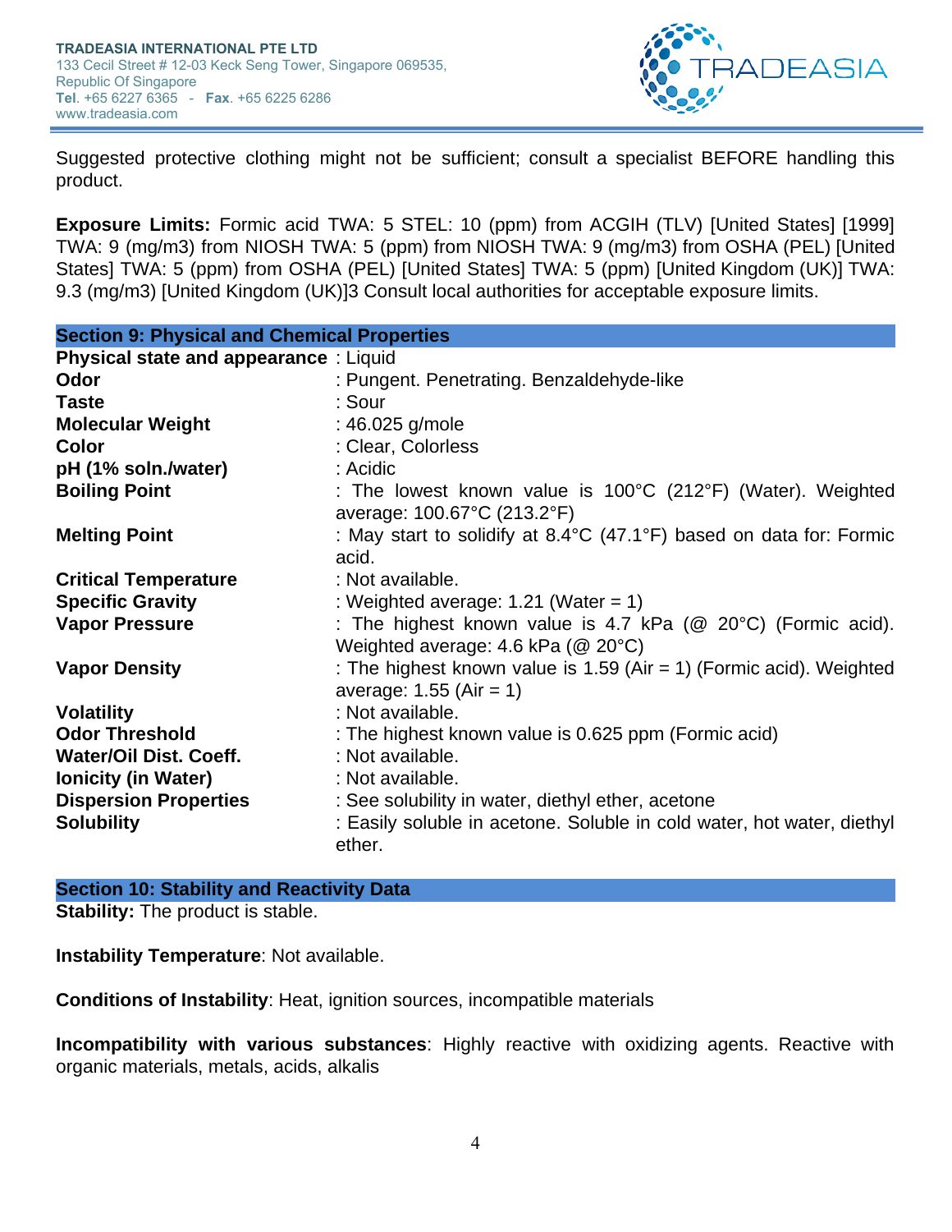Suggested protective clothing might not be sufficient; consult a specialist BEFORE handling this product.

**Exposure Limits:** Formic acid TWA: 5 STEL: 10 (ppm) from ACGIH (TLV) [United States] [1999] TWA: 9 (mg/m3) from NIOSH TWA: 5 (ppm) from NIOSH TWA: 9 (mg/m3) from OSHA (PEL) [United States] TWA: 5 (ppm) from OSHA (PEL) [United States] TWA: 5 (ppm) [United Kingdom (UK)] TWA: 9.3 (mg/m3) [United Kingdom (UK)]3 Consult local authorities for acceptable exposure limits.

## Section 9: Physical and Chemical Properties

| | |
|---|---|
| **Physical state and appearance** | : Liquid |
| **Odor** | : Pungent. Penetrating. Benzaldehyde-like |
| **Taste** | : Sour |
| **Molecular Weight** | : 46.025 g/mole |
| **Color** | : Clear, Colorless |
| **pH (1% soln./water)** | : Acidic |
| **Boiling Point** | : The lowest known value is 100°C (212°F) (Water). Weighted average: 100.67°C (213.2°F) |
| **Melting Point** | : May start to solidify at 8.4°C (47.1°F) based on data for: Formic acid. |
| **Critical Temperature** | : Not available. |
| **Specific Gravity** | : Weighted average: 1.21 (Water = 1) |
| **Vapor Pressure** | : The highest known value is 4.7 kPa (@ 20°C) (Formic acid). Weighted average: 4.6 kPa (@ 20°C) |
| **Vapor Density** | : The highest known value is 1.59 (Air = 1) (Formic acid). Weighted average: 1.55 (Air = 1) |
| **Volatility** | : Not available. |
| **Odor Threshold** | : The highest known value is 0.625 ppm (Formic acid) |
| **Water/Oil Dist. Coeff.** | : Not available. |
| **Ionicity (in Water)** | : Not available. |
| **Dispersion Properties** | : See solubility in water, diethyl ether, acetone |
| **Solubility** | : Easily soluble in acetone. Soluble in cold water, hot water, diethyl ether. |

## Section 10: Stability and Reactivity Data

**Stability:** The product is stable.

**Instability Temperature**: Not available.

**Conditions of Instability**: Heat, ignition sources, incompatible materials

**Incompatibility with various substances**: Highly reactive with oxidizing agents. Reactive with organic materials, metals, acids, alkalis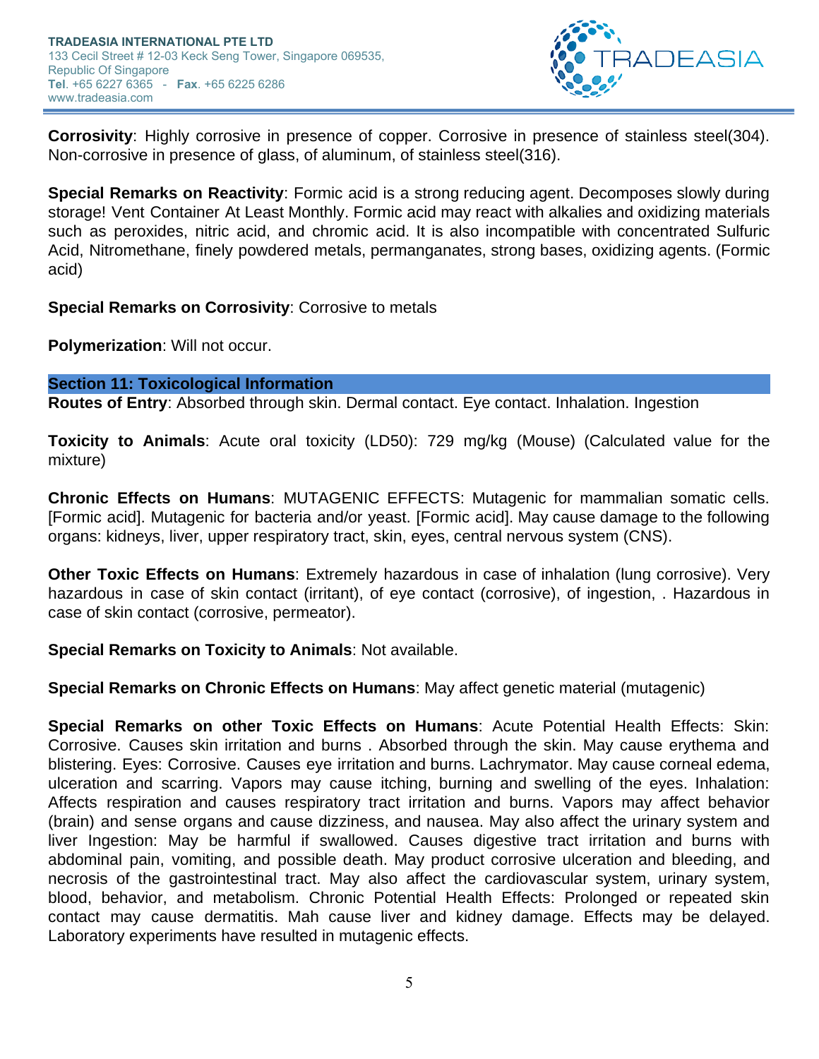**Corrosivity**: Highly corrosive in presence of copper. Corrosive in presence of stainless steel(304). Non-corrosive in presence of glass, of aluminum, of stainless steel(316).

**Special Remarks on Reactivity**: Formic acid is a strong reducing agent. Decomposes slowly during storage! Vent Container At Least Monthly. Formic acid may react with alkalies and oxidizing materials such as peroxides, nitric acid, and chromic acid. It is also incompatible with concentrated Sulfuric Acid, Nitromethane, finely powdered metals, permanganates, strong bases, oxidizing agents. (Formic acid)

**Special Remarks on Corrosivity**: Corrosive to metals

**Polymerization**: Will not occur.

## Section 11: Toxicological Information

**Routes of Entry**: Absorbed through skin. Dermal contact. Eye contact. Inhalation. Ingestion

**Toxicity to Animals**: Acute oral toxicity (LD50): 729 mg/kg (Mouse) (Calculated value for the mixture)

**Chronic Effects on Humans**: MUTAGENIC EFFECTS: Mutagenic for mammalian somatic cells. [Formic acid]. Mutagenic for bacteria and/or yeast. [Formic acid]. May cause damage to the following organs: kidneys, liver, upper respiratory tract, skin, eyes, central nervous system (CNS).

**Other Toxic Effects on Humans**: Extremely hazardous in case of inhalation (lung corrosive). Very hazardous in case of skin contact (irritant), of eye contact (corrosive), of ingestion, . Hazardous in case of skin contact (corrosive, permeator).

**Special Remarks on Toxicity to Animals**: Not available.

**Special Remarks on Chronic Effects on Humans**: May affect genetic material (mutagenic)

**Special Remarks on other Toxic Effects on Humans**: Acute Potential Health Effects: Skin: Corrosive. Causes skin irritation and burns . Absorbed through the skin. May cause erythema and blistering. Eyes: Corrosive. Causes eye irritation and burns. Lachrymator. May cause corneal edema, ulceration and scarring. Vapors may cause itching, burning and swelling of the eyes. Inhalation: Affects respiration and causes respiratory tract irritation and burns. Vapors may affect behavior (brain) and sense organs and cause dizziness, and nausea. May also affect the urinary system and liver Ingestion: May be harmful if swallowed. Causes digestive tract irritation and burns with abdominal pain, vomiting, and possible death. May product corrosive ulceration and bleeding, and necrosis of the gastrointestinal tract. May also affect the cardiovascular system, urinary system, blood, behavior, and metabolism. Chronic Potential Health Effects: Prolonged or repeated skin contact may cause dermatitis. Mah cause liver and kidney damage. Effects may be delayed. Laboratory experiments have resulted in mutagenic effects.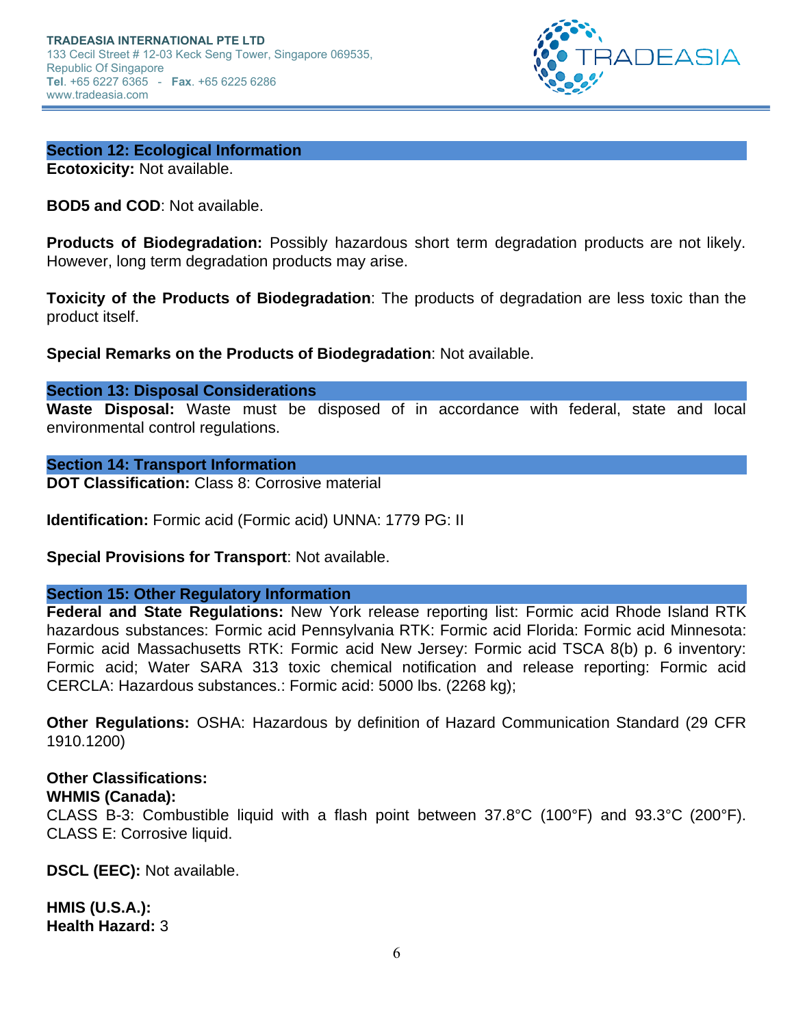## Section 12: Ecological Information

**Ecotoxicity:** Not available.

**BOD5 and COD**: Not available.

**Products of Biodegradation:** Possibly hazardous short term degradation products are not likely. However, long term degradation products may arise.

**Toxicity of the Products of Biodegradation**: The products of degradation are less toxic than the product itself.

**Special Remarks on the Products of Biodegradation**: Not available.

## Section 13: Disposal Considerations

**Waste Disposal:** Waste must be disposed of in accordance with federal, state and local environmental control regulations.

## Section 14: Transport Information

**DOT Classification:** Class 8: Corrosive material

**Identification:** Formic acid (Formic acid) UNNA: 1779 PG: II

**Special Provisions for Transport**: Not available.

## Section 15: Other Regulatory Information

**Federal and State Regulations:** New York release reporting list: Formic acid Rhode Island RTK hazardous substances: Formic acid Pennsylvania RTK: Formic acid Florida: Formic acid Minnesota: Formic acid Massachusetts RTK: Formic acid New Jersey: Formic acid TSCA 8(b) p. 6 inventory: Formic acid; Water SARA 313 toxic chemical notification and release reporting: Formic acid CERCLA: Hazardous substances.: Formic acid: 5000 lbs. (2268 kg);

**Other Regulations:** OSHA: Hazardous by definition of Hazard Communication Standard (29 CFR 1910.1200)

**Other Classifications:**

**WHMIS (Canada):**

CLASS B-3: Combustible liquid with a flash point between 37.8°C (100°F) and 93.3°C (200°F). CLASS E: Corrosive liquid.

**DSCL (EEC):** Not available.

**HMIS (U.S.A.):**

**Health Hazard:** 3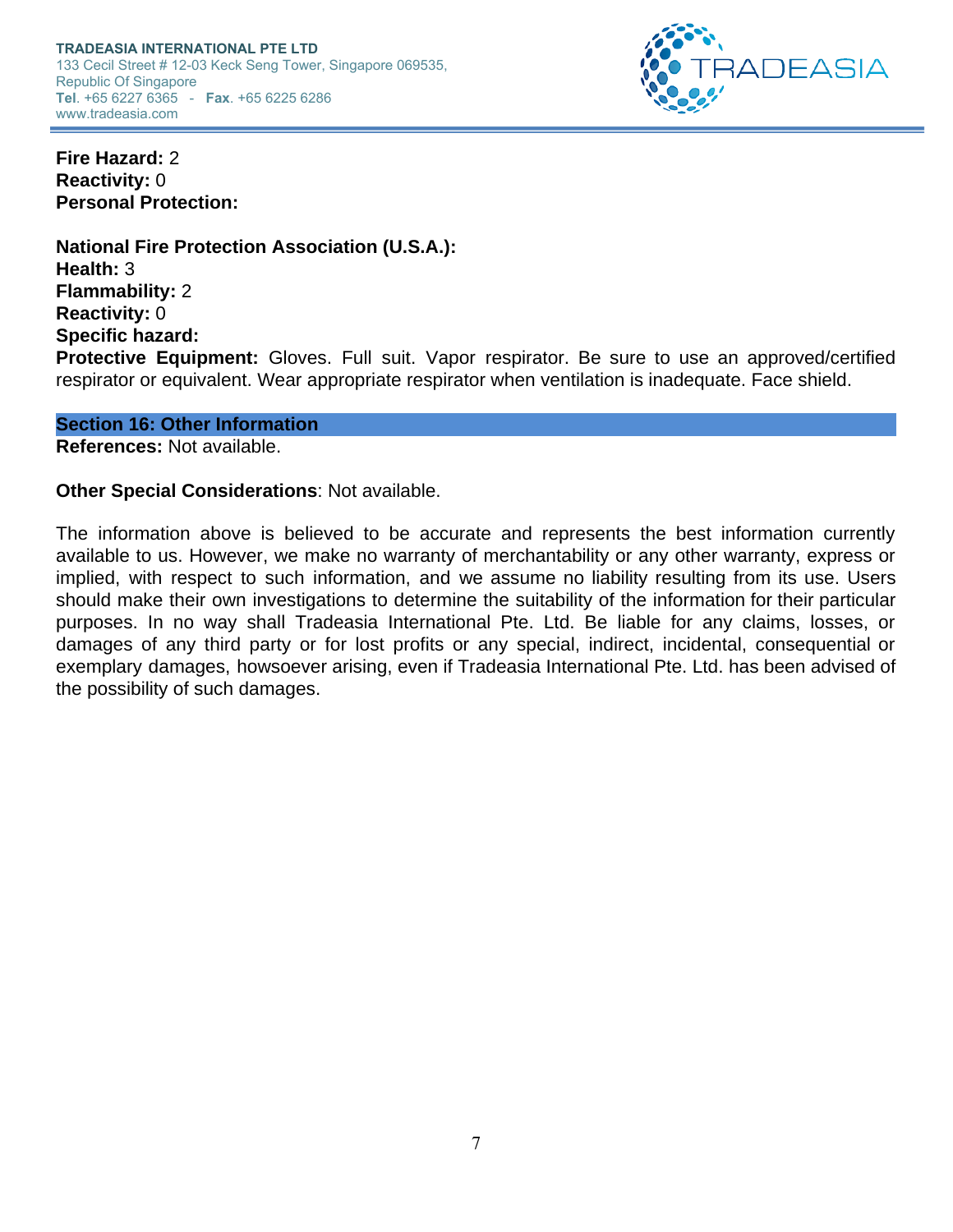**Fire Hazard:** 2
**Reactivity:** 0
**Personal Protection:**

**National Fire Protection Association (U.S.A.):**
**Health:** 3
**Flammability:** 2
**Reactivity:** 0
**Specific hazard:**
**Protective Equipment:** Gloves. Full suit. Vapor respirator. Be sure to use an approved/certified respirator or equivalent. Wear appropriate respirator when ventilation is inadequate. Face shield.

## Section 16: Other Information

**References:** Not available.

**Other Special Considerations**: Not available.

The information above is believed to be accurate and represents the best information currently available to us. However, we make no warranty of merchantability or any other warranty, express or implied, with respect to such information, and we assume no liability resulting from its use. Users should make their own investigations to determine the suitability of the information for their particular purposes. In no way shall Tradeasia International Pte. Ltd. Be liable for any claims, losses, or damages of any third party or for lost profits or any special, indirect, incidental, consequential or exemplary damages, howsoever arising, even if Tradeasia International Pte. Ltd. has been advised of the possibility of such damages.